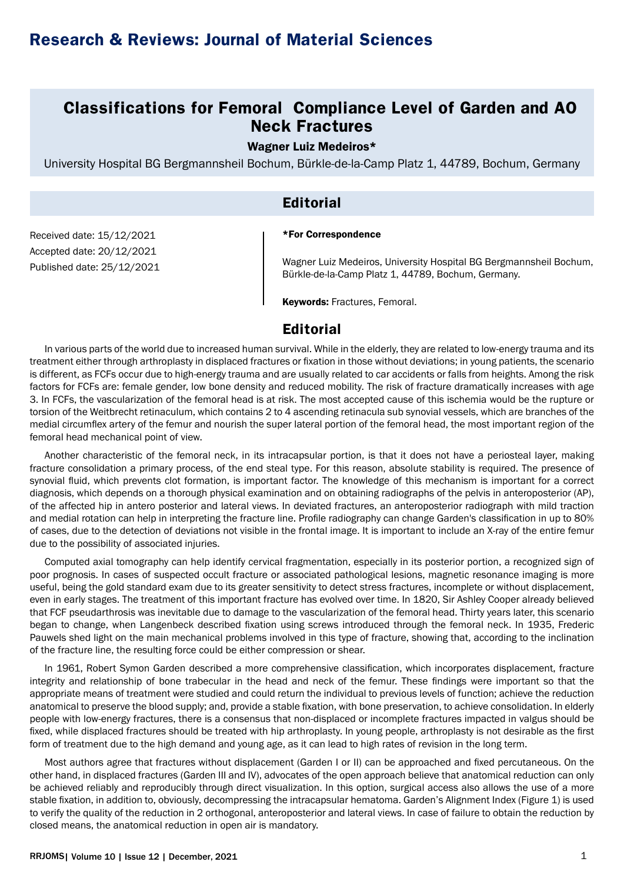# Research & Reviews: Journal of Material Sciences

# Classifications for Femoral Compliance Level of Garden and AO Neck Fractures

**Wagner Luiz Medeiros***

University Hospital BG Bergmannsheil Bochum, Bürkle-de-la-Camp Platz 1, 44789, Bochum, Germany

## Editorial

Received date: 15/12/2021

Accepted date: 20/12/2021

Published date: 25/12/2021

***For Correspondence**

Wagner Luiz Medeiros, University Hospital BG Bergmannsheil Bochum, Bürkle-de-la-Camp Platz 1, 44789, Bochum, Germany.

**Keywords:** Fractures, Femoral.

## Editorial

In various parts of the world due to increased human survival. While in the elderly, they are related to low-energy trauma and its treatment either through arthroplasty in displaced fractures or fixation in those without deviations; in young patients, the scenario is different, as FCFs occur due to high-energy trauma and are usually related to car accidents or falls from heights. Among the risk factors for FCFs are: female gender, low bone density and reduced mobility. The risk of fracture dramatically increases with age 3. In FCFs, the vascularization of the femoral head is at risk. The most accepted cause of this ischemia would be the rupture or torsion of the Weitbrecht retinaculum, which contains 2 to 4 ascending retinacula sub synovial vessels, which are branches of the medial circumflex artery of the femur and nourish the super lateral portion of the femoral head, the most important region of the femoral head mechanical point of view.

Another characteristic of the femoral neck, in its intracapsular portion, is that it does not have a periosteal layer, making fracture consolidation a primary process, of the end steal type. For this reason, absolute stability is required. The presence of synovial fluid, which prevents clot formation, is important factor. The knowledge of this mechanism is important for a correct diagnosis, which depends on a thorough physical examination and on obtaining radiographs of the pelvis in anteroposterior (AP), of the affected hip in antero posterior and lateral views. In deviated fractures, an anteroposterior radiograph with mild traction and medial rotation can help in interpreting the fracture line. Profile radiography can change Garden's classification in up to 80% of cases, due to the detection of deviations not visible in the frontal image. It is important to include an X-ray of the entire femur due to the possibility of associated injuries.

Computed axial tomography can help identify cervical fragmentation, especially in its posterior portion, a recognized sign of poor prognosis. In cases of suspected occult fracture or associated pathological lesions, magnetic resonance imaging is more useful, being the gold standard exam due to its greater sensitivity to detect stress fractures, incomplete or without displacement, even in early stages. The treatment of this important fracture has evolved over time. In 1820, Sir Ashley Cooper already believed that FCF pseudarthrosis was inevitable due to damage to the vascularization of the femoral head. Thirty years later, this scenario began to change, when Langenbeck described fixation using screws introduced through the femoral neck. In 1935, Frederic Pauwels shed light on the main mechanical problems involved in this type of fracture, showing that, according to the inclination of the fracture line, the resulting force could be either compression or shear.

In 1961, Robert Symon Garden described a more comprehensive classification, which incorporates displacement, fracture integrity and relationship of bone trabecular in the head and neck of the femur. These findings were important so that the appropriate means of treatment were studied and could return the individual to previous levels of function; achieve the reduction anatomical to preserve the blood supply; and, provide a stable fixation, with bone preservation, to achieve consolidation. In elderly people with low-energy fractures, there is a consensus that non-displaced or incomplete fractures impacted in valgus should be fixed, while displaced fractures should be treated with hip arthroplasty. In young people, arthroplasty is not desirable as the first form of treatment due to the high demand and young age, as it can lead to high rates of revision in the long term.

Most authors agree that fractures without displacement (Garden I or II) can be approached and fixed percutaneous. On the other hand, in displaced fractures (Garden III and IV), advocates of the open approach believe that anatomical reduction can only be achieved reliably and reproducibly through direct visualization. In this option, surgical access also allows the use of a more stable fixation, in addition to, obviously, decompressing the intracapsular hematoma. Garden's Alignment Index (Figure 1) is used to verify the quality of the reduction in 2 orthogonal, anteroposterior and lateral views. In case of failure to obtain the reduction by closed means, the anatomical reduction in open air is mandatory.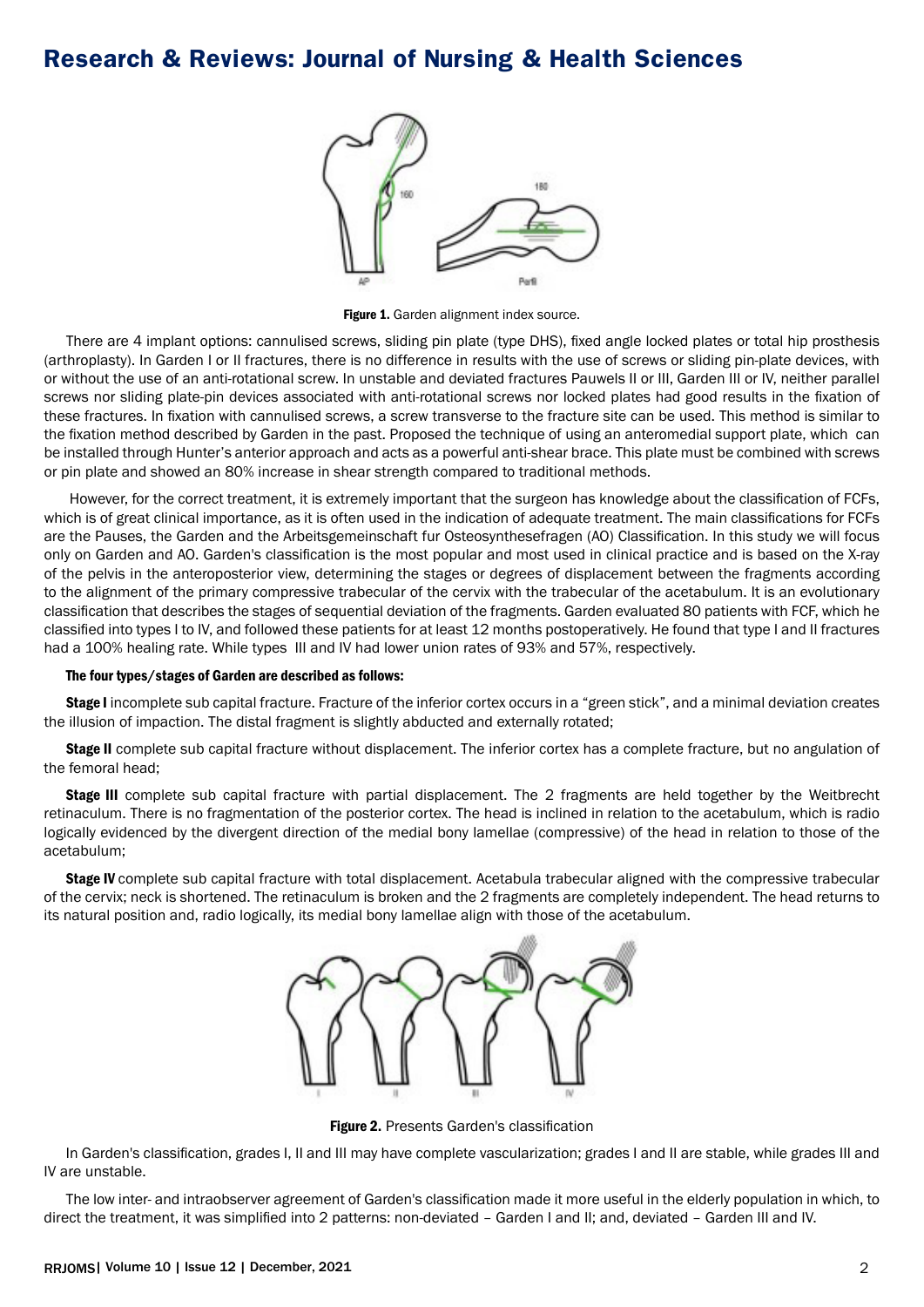Figure 1. Garden alignment index source.

There are 4 implant options: cannulised screws, sliding pin plate (type DHS), fixed angle locked plates or total hip prosthesis (arthroplasty). In Garden I or II fractures, there is no difference in results with the use of screws or sliding pin-plate devices, with or without the use of an anti-rotational screw. In unstable and deviated fractures Pauwels II or III, Garden III or IV, neither parallel screws nor sliding plate-pin devices associated with anti-rotational screws nor locked plates had good results in the fixation of these fractures. In fixation with cannulised screws, a screw transverse to the fracture site can be used. This method is similar to the fixation method described by Garden in the past. Proposed the technique of using an anteromedial support plate, which can be installed through Hunter's anterior approach and acts as a powerful anti-shear brace. This plate must be combined with screws or pin plate and showed an 80% increase in shear strength compared to traditional methods.

However, for the correct treatment, it is extremely important that the surgeon has knowledge about the classification of FCFs, which is of great clinical importance, as it is often used in the indication of adequate treatment. The main classifications for FCFs are the Pauses, the Garden and the Arbeitsgemeinschaft fur Osteosynthesefragen (AO) Classification. In this study we will focus only on Garden and AO. Garden's classification is the most popular and most used in clinical practice and is based on the X-ray of the pelvis in the anteroposterior view, determining the stages or degrees of displacement between the fragments according to the alignment of the primary compressive trabecular of the cervix with the trabecular of the acetabulum. It is an evolutionary classification that describes the stages of sequential deviation of the fragments. Garden evaluated 80 patients with FCF, which he classified into types I to IV, and followed these patients for at least 12 months postoperatively. He found that type I and II fractures had a 100% healing rate. While types III and IV had lower union rates of 93% and 57%, respectively.

**The four types/stages of Garden are described as follows:**

**Stage I** incomplete sub capital fracture. Fracture of the inferior cortex occurs in a "green stick", and a minimal deviation creates the illusion of impaction. The distal fragment is slightly abducted and externally rotated;

**Stage II** complete sub capital fracture without displacement. The inferior cortex has a complete fracture, but no angulation of the femoral head;

**Stage III** complete sub capital fracture with partial displacement. The 2 fragments are held together by the Weitbrecht retinaculum. There is no fragmentation of the posterior cortex. The head is inclined in relation to the acetabulum, which is radio logically evidenced by the divergent direction of the medial bony lamellae (compressive) of the head in relation to those of the acetabulum;

**Stage IV** complete sub capital fracture with total displacement. Acetabula trabecular aligned with the compressive trabecular of the cervix; neck is shortened. The retinaculum is broken and the 2 fragments are completely independent. The head returns to its natural position and, radio logically, its medial bony lamellae align with those of the acetabulum.

Figure 2. Presents Garden's classification

In Garden's classification, grades I, II and III may have complete vascularization; grades I and II are stable, while grades III and IV are unstable.

The low inter- and intraobserver agreement of Garden's classification made it more useful in the elderly population in which, to direct the treatment, it was simplified into 2 patterns: non-deviated – Garden I and II; and, deviated – Garden III and IV.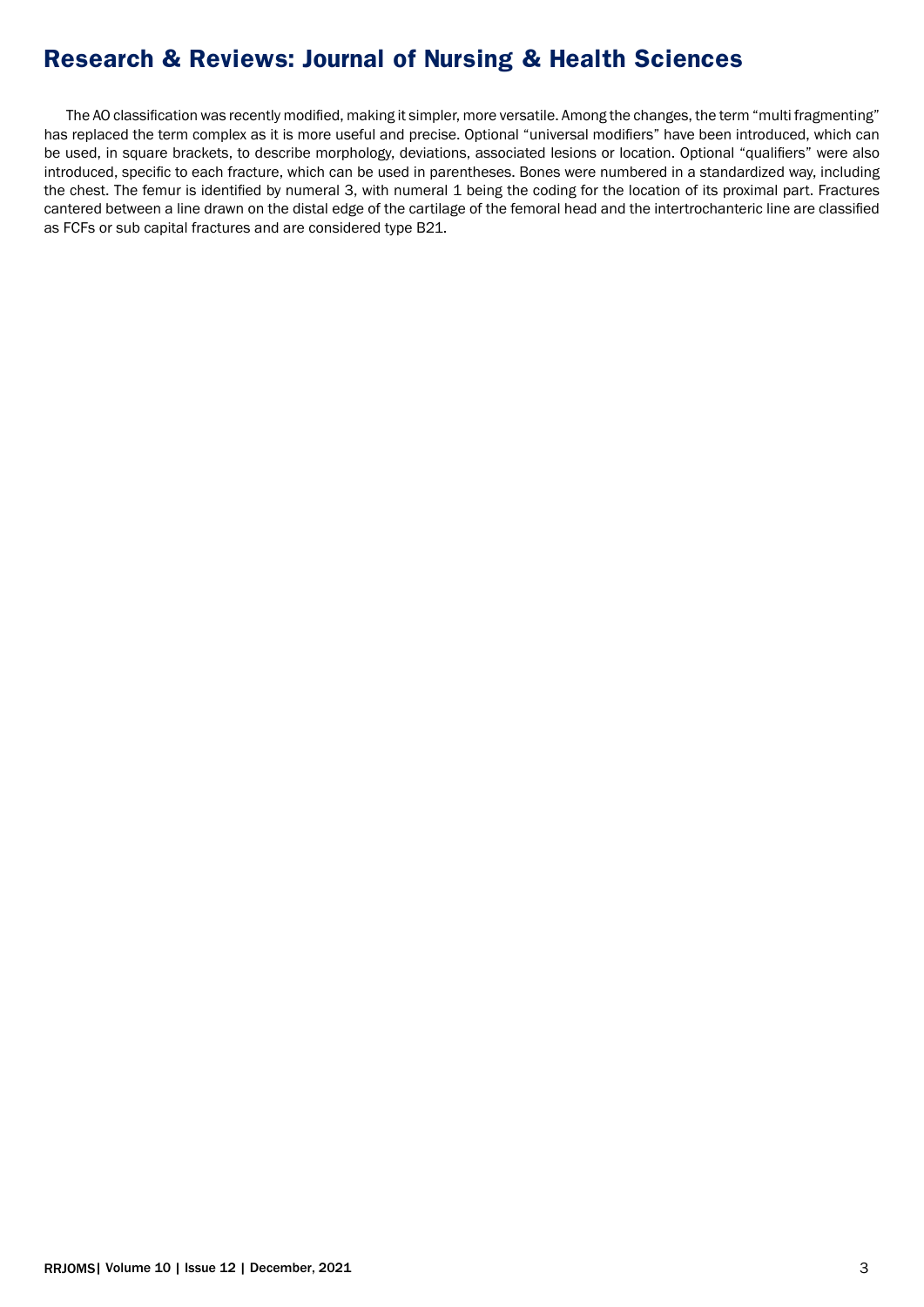The AO classification was recently modified, making it simpler, more versatile. Among the changes, the term "multi fragmenting" has replaced the term complex as it is more useful and precise. Optional "universal modifiers" have been introduced, which can be used, in square brackets, to describe morphology, deviations, associated lesions or location. Optional "qualifiers" were also introduced, specific to each fracture, which can be used in parentheses. Bones were numbered in a standardized way, including the chest. The femur is identified by numeral 3, with numeral 1 being the coding for the location of its proximal part. Fractures cantered between a line drawn on the distal edge of the cartilage of the femoral head and the intertrochanteric line are classified as FCFs or sub capital fractures and are considered type B21.